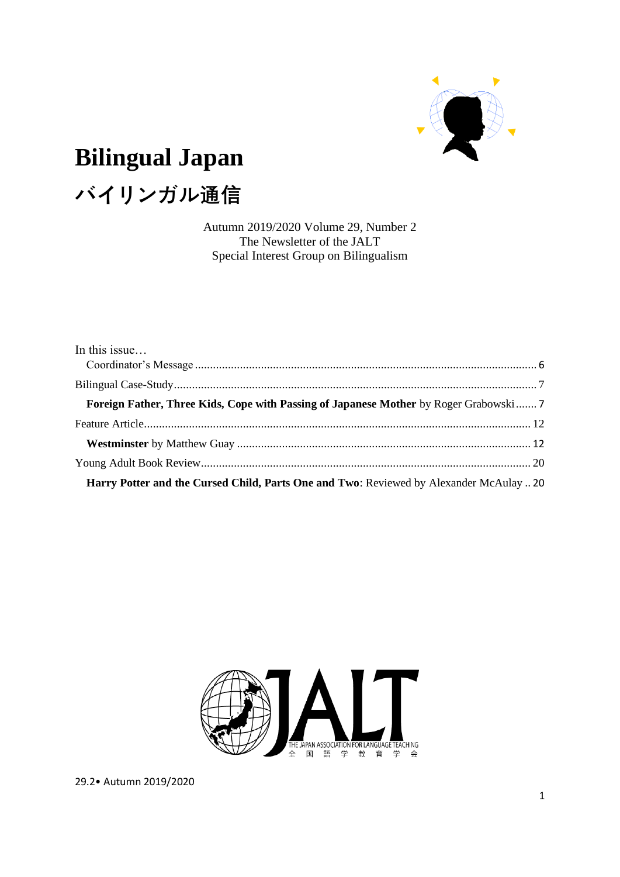# Bilingual Japan

# バイリンガル通信

Autumn 2019/2020 Volume 29, Number 2
The Newsletter of the JALT
Special Interest Group on Bilingualism

In this issue…

- Coordinator's Message ........................................ 6
- Bilingual Case-Study ........................................ 7
  - **Foreign Father, Three Kids, Cope with Passing of Japanese Mother** by Roger Grabowski ........ 7
- Feature Article ........................................ 12
  - **Westminster** by Matthew Guay ........................................ 12
- Young Adult Book Review ........................................ 20
  - **Harry Potter and the Cursed Child, Parts One and Two**: Reviewed by Alexander McAulay .. 20

THE JAPAN ASSOCIATION FOR LANGUAGE TEACHING
全 国 語 学 教 育 学 会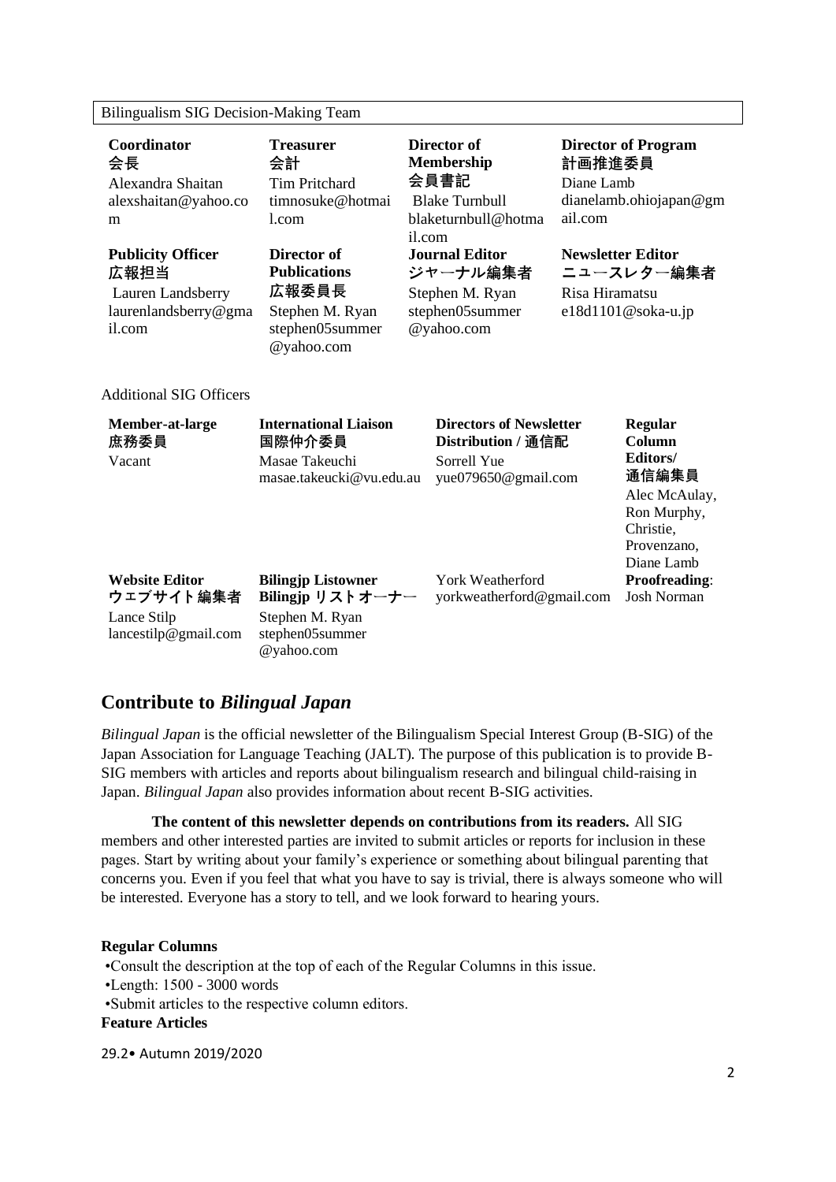Bilingualism SIG Decision-Making Team

| | | | |
|---|---|---|---|
| **Coordinator 会長** Alexandra Shaitan alexshaitan@yahoo.com | **Treasurer 会計** Tim Pritchard timnosuke@hotmail.com | **Director of Membership 会員書記** Blake Turnbull blaketurnbull@hotmail.com | **Director of Program 計画推進委員** Diane Lamb dianelamb.ohiojapan@gmail.com |
| **Publicity Officer 広報担当** Lauren Landsberry laurenlandsberry@gmail.com | **Director of Publications 広報委員長** Stephen M. Ryan stephen05summer@yahoo.com | **Journal Editor ジャーナル編集者** Stephen M. Ryan stephen05summer@yahoo.com | **Newsletter Editor ニュースレター編集者** Risa Hiramatsu e18d1101@soka-u.jp |

Additional SIG Officers

| | | | |
|---|---|---|---|
| **Member-at-large 庶務委員** Vacant | **International Liaison 国際仲介委員** Masae Takeuchi masae.takeucki@vu.edu.au | **Directors of Newsletter Distribution / 通信配** Sorrell Yue yue079650@gmail.com | **Regular Column Editors/ 通信編集員** Alec McAulay, Ron Murphy, Christie, Provenzano, Diane Lamb |
| **Website Editor ウェブサイト編集者** Lance Stilp lancestilp@gmail.com | **Bilingjp Listowner Bilingjp リストオーナー** Stephen M. Ryan stephen05summer@yahoo.com | York Weatherford yorkweatherford@gmail.com | **Proofreading**: Josh Norman |

## Contribute to *Bilingual Japan*

*Bilingual Japan* is the official newsletter of the Bilingualism Special Interest Group (B-SIG) of the Japan Association for Language Teaching (JALT). The purpose of this publication is to provide B-SIG members with articles and reports about bilingualism research and bilingual child-raising in Japan. *Bilingual Japan* also provides information about recent B-SIG activities.

**The content of this newsletter depends on contributions from its readers.** All SIG members and other interested parties are invited to submit articles or reports for inclusion in these pages. Start by writing about your family's experience or something about bilingual parenting that concerns you. Even if you feel that what you have to say is trivial, there is always someone who will be interested. Everyone has a story to tell, and we look forward to hearing yours.

**Regular Columns**

- Consult the description at the top of each of the Regular Columns in this issue.
- Length: 1500 - 3000 words
- Submit articles to the respective column editors.

**Feature Articles**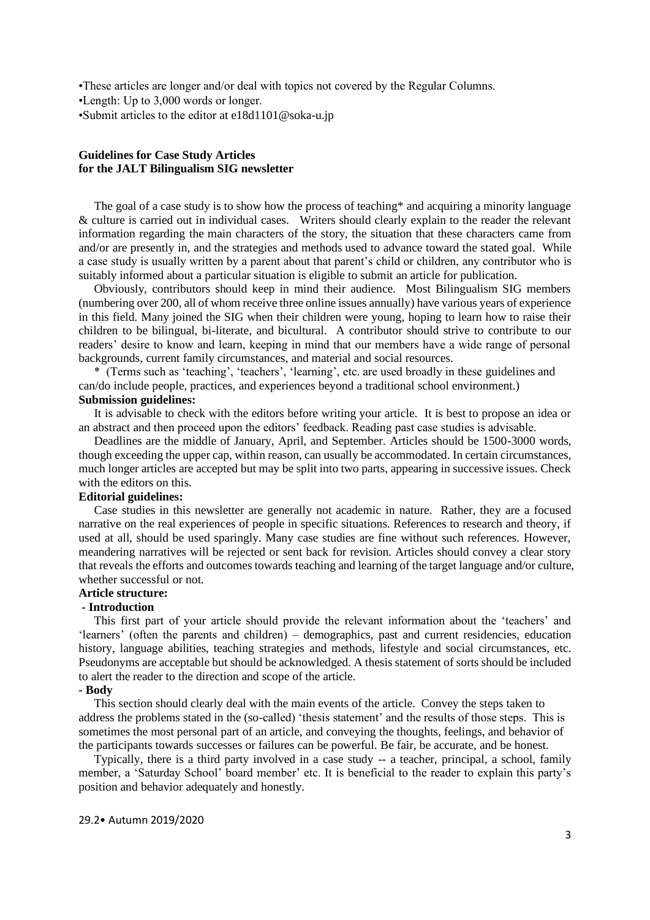•These articles are longer and/or deal with topics not covered by the Regular Columns.
•Length: Up to 3,000 words or longer.
•Submit articles to the editor at e18d1101@soka-u.jp

**Guidelines for Case Study Articles**
**for the JALT Bilingualism SIG newsletter**

The goal of a case study is to show how the process of teaching* and acquiring a minority language & culture is carried out in individual cases. Writers should clearly explain to the reader the relevant information regarding the main characters of the story, the situation that these characters came from and/or are presently in, and the strategies and methods used to advance toward the stated goal. While a case study is usually written by a parent about that parent's child or children, any contributor who is suitably informed about a particular situation is eligible to submit an article for publication.

Obviously, contributors should keep in mind their audience. Most Bilingualism SIG members (numbering over 200, all of whom receive three online issues annually) have various years of experience in this field. Many joined the SIG when their children were young, hoping to learn how to raise their children to be bilingual, bi-literate, and bicultural. A contributor should strive to contribute to our readers' desire to know and learn, keeping in mind that our members have a wide range of personal backgrounds, current family circumstances, and material and social resources.

\* (Terms such as 'teaching', 'teachers', 'learning', etc. are used broadly in these guidelines and can/do include people, practices, and experiences beyond a traditional school environment.)

**Submission guidelines:**

It is advisable to check with the editors before writing your article. It is best to propose an idea or an abstract and then proceed upon the editors' feedback. Reading past case studies is advisable.

Deadlines are the middle of January, April, and September. Articles should be 1500-3000 words, though exceeding the upper cap, within reason, can usually be accommodated. In certain circumstances, much longer articles are accepted but may be split into two parts, appearing in successive issues. Check with the editors on this.

**Editorial guidelines:**

Case studies in this newsletter are generally not academic in nature. Rather, they are a focused narrative on the real experiences of people in specific situations. References to research and theory, if used at all, should be used sparingly. Many case studies are fine without such references. However, meandering narratives will be rejected or sent back for revision. Articles should convey a clear story that reveals the efforts and outcomes towards teaching and learning of the target language and/or culture, whether successful or not.

**Article structure:**

**- Introduction**

This first part of your article should provide the relevant information about the 'teachers' and 'learners' (often the parents and children) – demographics, past and current residencies, education history, language abilities, teaching strategies and methods, lifestyle and social circumstances, etc. Pseudonyms are acceptable but should be acknowledged. A thesis statement of sorts should be included to alert the reader to the direction and scope of the article.

**- Body**

This section should clearly deal with the main events of the article. Convey the steps taken to address the problems stated in the (so-called) 'thesis statement' and the results of those steps. This is sometimes the most personal part of an article, and conveying the thoughts, feelings, and behavior of the participants towards successes or failures can be powerful. Be fair, be accurate, and be honest.

Typically, there is a third party involved in a case study -- a teacher, principal, a school, family member, a 'Saturday School' board member' etc. It is beneficial to the reader to explain this party's position and behavior adequately and honestly.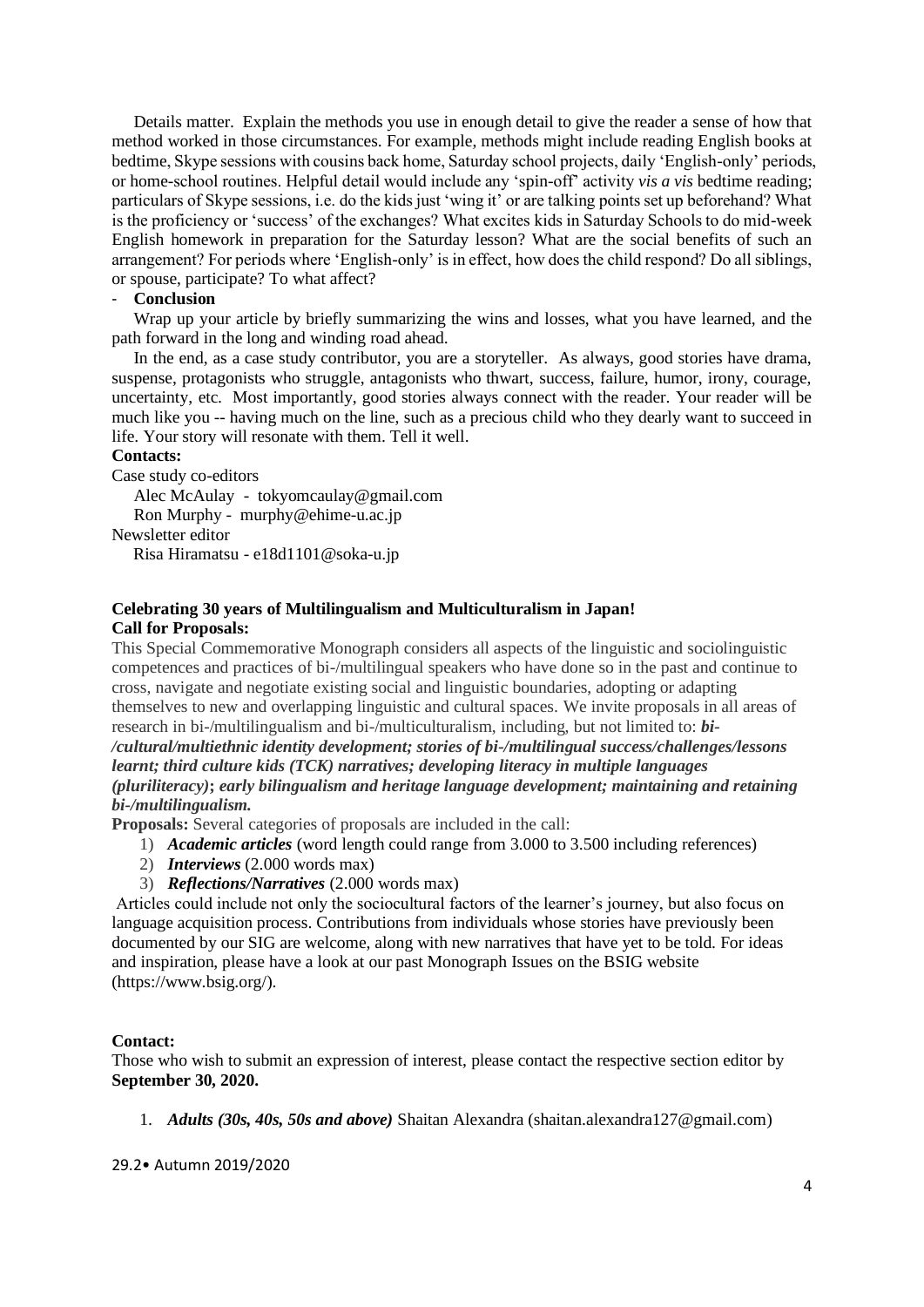Details matter. Explain the methods you use in enough detail to give the reader a sense of how that method worked in those circumstances. For example, methods might include reading English books at bedtime, Skype sessions with cousins back home, Saturday school projects, daily 'English-only' periods, or home-school routines. Helpful detail would include any 'spin-off' activity *vis a vis* bedtime reading; particulars of Skype sessions, i.e. do the kids just 'wing it' or are talking points set up beforehand? What is the proficiency or 'success' of the exchanges? What excites kids in Saturday Schools to do mid-week English homework in preparation for the Saturday lesson? What are the social benefits of such an arrangement? For periods where 'English-only' is in effect, how does the child respond? Do all siblings, or spouse, participate? To what affect?

- **Conclusion**

Wrap up your article by briefly summarizing the wins and losses, what you have learned, and the path forward in the long and winding road ahead.

In the end, as a case study contributor, you are a storyteller. As always, good stories have drama, suspense, protagonists who struggle, antagonists who thwart, success, failure, humor, irony, courage, uncertainty, etc. Most importantly, good stories always connect with the reader. Your reader will be much like you -- having much on the line, such as a precious child who they dearly want to succeed in life. Your story will resonate with them. Tell it well.

**Contacts:**

Case study co-editors

Alec McAulay - tokyomcaulay@gmail.com

Ron Murphy - murphy@ehime-u.ac.jp

Newsletter editor

Risa Hiramatsu - e18d1101@soka-u.jp

**Celebrating 30 years of Multilingualism and Multiculturalism in Japan!**
**Call for Proposals:**

This Special Commemorative Monograph considers all aspects of the linguistic and sociolinguistic competences and practices of bi-/multilingual speakers who have done so in the past and continue to cross, navigate and negotiate existing social and linguistic boundaries, adopting or adapting themselves to new and overlapping linguistic and cultural spaces. We invite proposals in all areas of research in bi-/multilingualism and bi-/multiculturalism, including, but not limited to: ***bi-/cultural/multiethnic identity development; stories of bi-/multilingual success/challenges/lessons learnt; third culture kids (TCK) narratives; developing literacy in multiple languages (pluriliteracy); early bilingualism and heritage language development; maintaining and retaining bi-/multilingualism.***

**Proposals:** Several categories of proposals are included in the call:

1) ***Academic articles*** (word length could range from 3.000 to 3.500 including references)
2) ***Interviews*** (2.000 words max)
3) ***Reflections/Narratives*** (2.000 words max)

Articles could include not only the sociocultural factors of the learner's journey, but also focus on language acquisition process. Contributions from individuals whose stories have previously been documented by our SIG are welcome, along with new narratives that have yet to be told. For ideas and inspiration, please have a look at our past Monograph Issues on the BSIG website (https://www.bsig.org/).

**Contact:**

Those who wish to submit an expression of interest, please contact the respective section editor by **September 30, 2020.**

1. ***Adults (30s, 40s, 50s and above)*** Shaitan Alexandra (shaitan.alexandra127@gmail.com)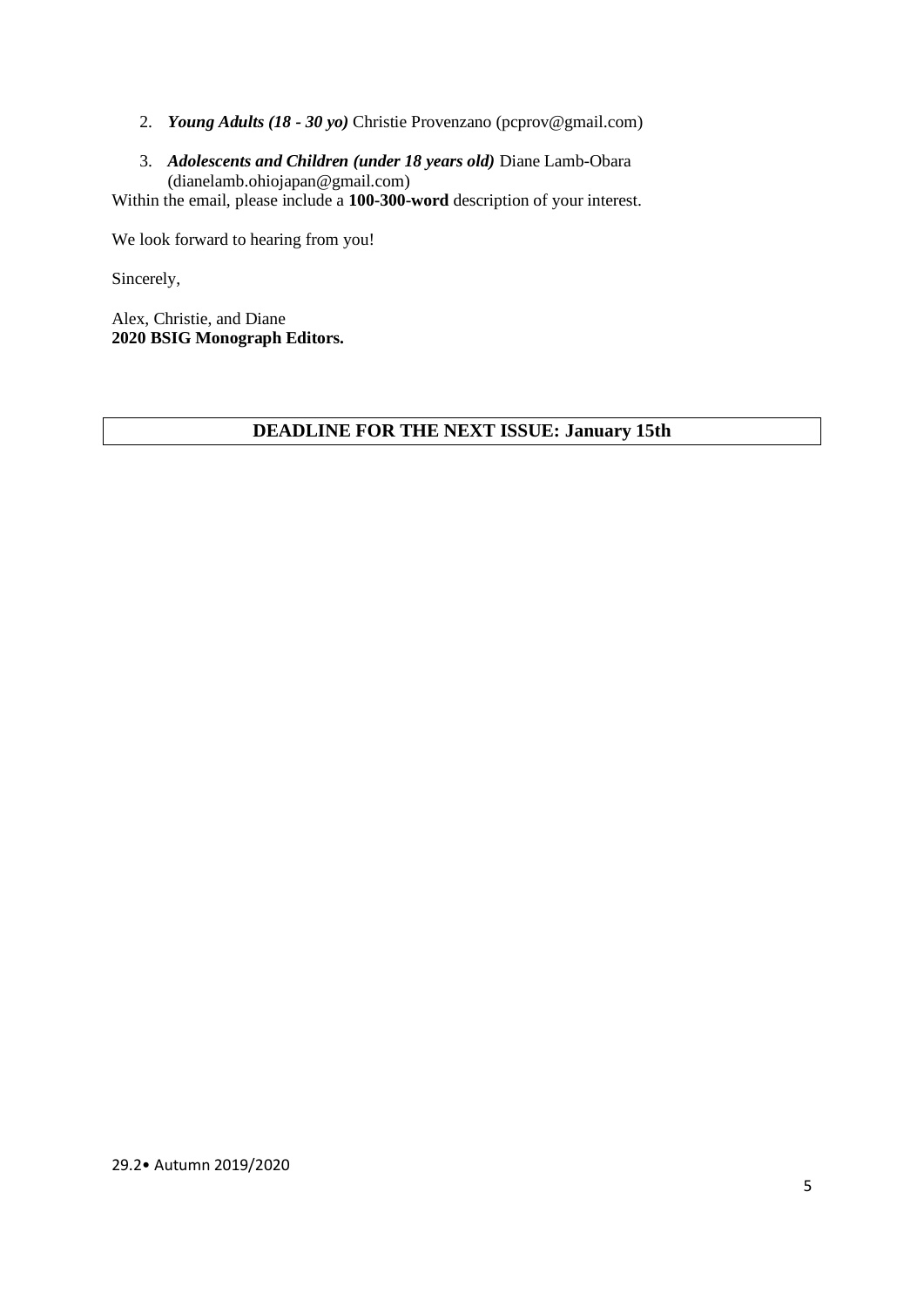2. ***Young Adults (18 - 30 yo)*** Christie Provenzano (pcprov@gmail.com)

3. ***Adolescents and Children (under 18 years old)*** Diane Lamb-Obara (dianelamb.ohiojapan@gmail.com)

Within the email, please include a **100-300-word** description of your interest.

We look forward to hearing from you!

Sincerely,

Alex, Christie, and Diane
**2020 BSIG Monograph Editors.**

| **DEADLINE FOR THE NEXT ISSUE: January 15th** |
|---|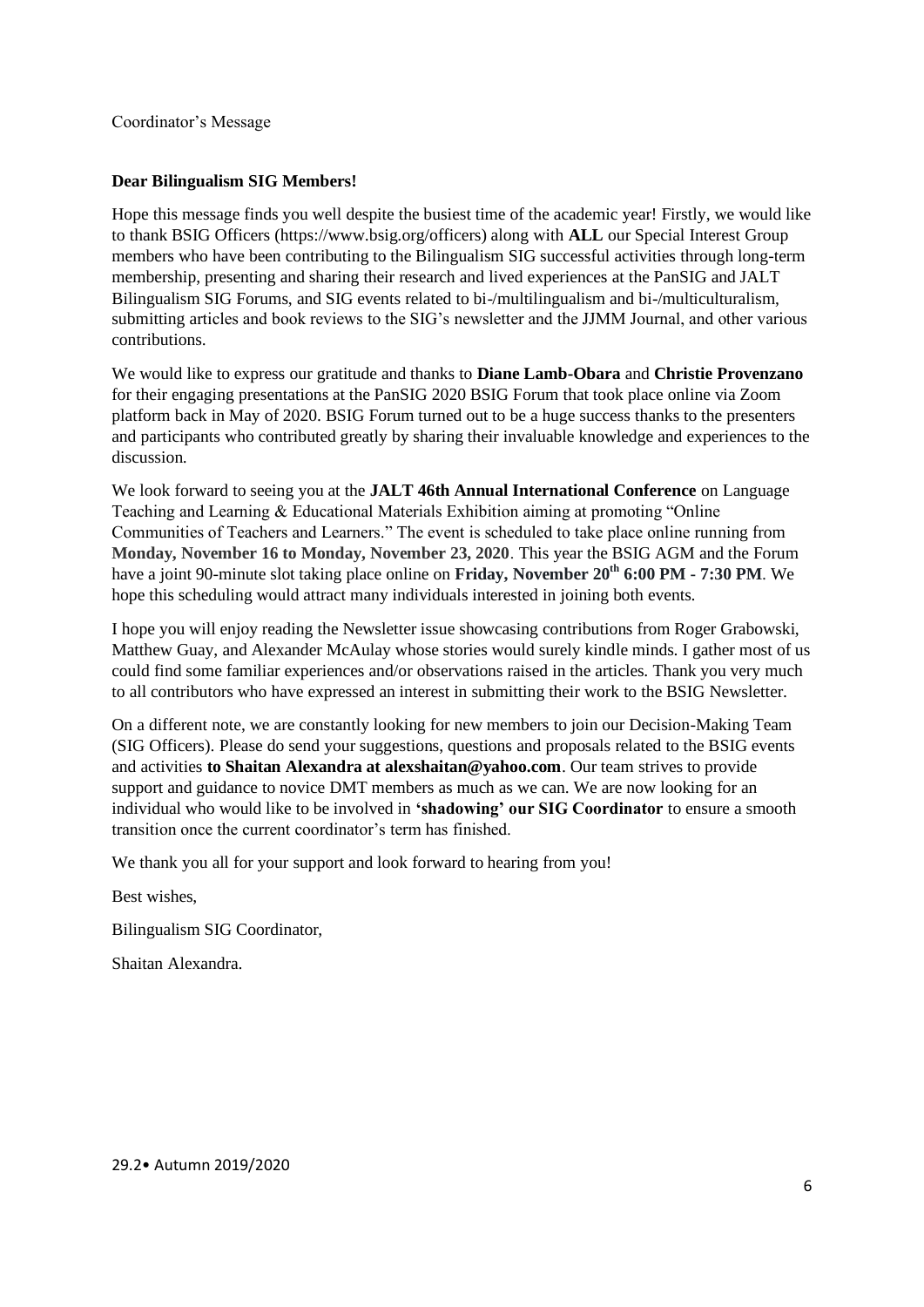Coordinator's Message

**Dear Bilingualism SIG Members!**

Hope this message finds you well despite the busiest time of the academic year! Firstly, we would like to thank BSIG Officers (https://www.bsig.org/officers) along with **ALL** our Special Interest Group members who have been contributing to the Bilingualism SIG successful activities through long-term membership, presenting and sharing their research and lived experiences at the PanSIG and JALT Bilingualism SIG Forums, and SIG events related to bi-/multilingualism and bi-/multiculturalism, submitting articles and book reviews to the SIG's newsletter and the JJMM Journal, and other various contributions.

We would like to express our gratitude and thanks to **Diane Lamb-Obara** and **Christie Provenzano** for their engaging presentations at the PanSIG 2020 BSIG Forum that took place online via Zoom platform back in May of 2020. BSIG Forum turned out to be a huge success thanks to the presenters and participants who contributed greatly by sharing their invaluable knowledge and experiences to the discussion.

We look forward to seeing you at the **JALT 46th Annual International Conference** on Language Teaching and Learning & Educational Materials Exhibition aiming at promoting "Online Communities of Teachers and Learners." The event is scheduled to take place online running from **Monday, November 16 to Monday, November 23, 2020**. This year the BSIG AGM and the Forum have a joint 90-minute slot taking place online on **Friday, November 20th 6:00 PM - 7:30 PM**. We hope this scheduling would attract many individuals interested in joining both events.

I hope you will enjoy reading the Newsletter issue showcasing contributions from Roger Grabowski, Matthew Guay, and Alexander McAulay whose stories would surely kindle minds. I gather most of us could find some familiar experiences and/or observations raised in the articles. Thank you very much to all contributors who have expressed an interest in submitting their work to the BSIG Newsletter.

On a different note, we are constantly looking for new members to join our Decision-Making Team (SIG Officers). Please do send your suggestions, questions and proposals related to the BSIG events and activities **to Shaitan Alexandra at alexshaitan@yahoo.com**. Our team strives to provide support and guidance to novice DMT members as much as we can. We are now looking for an individual who would like to be involved in **'shadowing' our SIG Coordinator** to ensure a smooth transition once the current coordinator's term has finished.

We thank you all for your support and look forward to hearing from you!

Best wishes,

Bilingualism SIG Coordinator,

Shaitan Alexandra.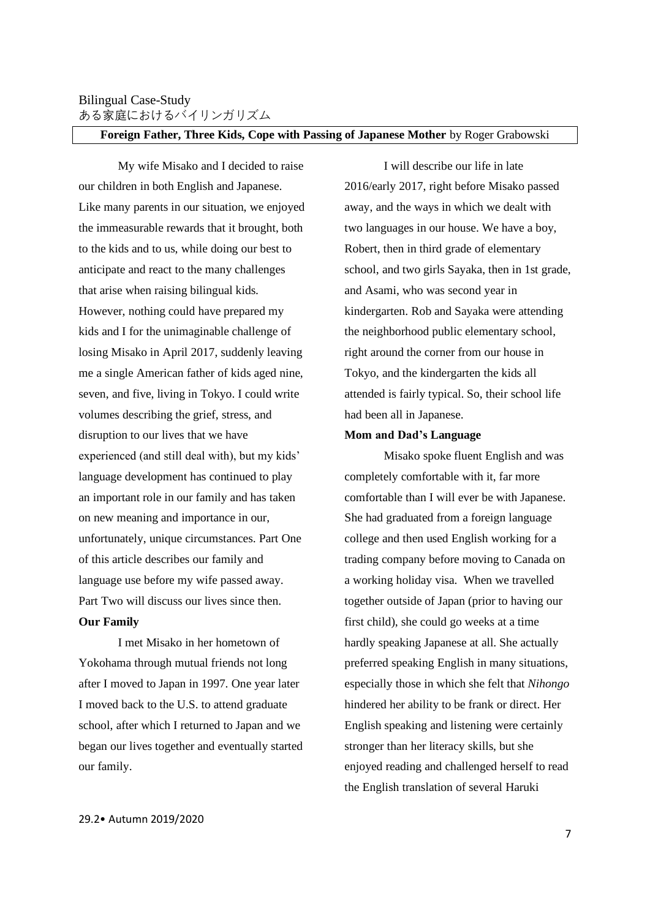Bilingual Case-Study
ある家庭におけるバイリンガリズム

## **Foreign Father, Three Kids, Cope with Passing of Japanese Mother** by Roger Grabowski

My wife Misako and I decided to raise our children in both English and Japanese. Like many parents in our situation, we enjoyed the immeasurable rewards that it brought, both to the kids and to us, while doing our best to anticipate and react to the many challenges that arise when raising bilingual kids. However, nothing could have prepared my kids and I for the unimaginable challenge of losing Misako in April 2017, suddenly leaving me a single American father of kids aged nine, seven, and five, living in Tokyo. I could write volumes describing the grief, stress, and disruption to our lives that we have experienced (and still deal with), but my kids' language development has continued to play an important role in our family and has taken on new meaning and importance in our, unfortunately, unique circumstances. Part One of this article describes our family and language use before my wife passed away. Part Two will discuss our lives since then.

### **Our Family**

I met Misako in her hometown of Yokohama through mutual friends not long after I moved to Japan in 1997. One year later I moved back to the U.S. to attend graduate school, after which I returned to Japan and we began our lives together and eventually started our family.

I will describe our life in late 2016/early 2017, right before Misako passed away, and the ways in which we dealt with two languages in our house. We have a boy, Robert, then in third grade of elementary school, and two girls Sayaka, then in 1st grade, and Asami, who was second year in kindergarten. Rob and Sayaka were attending the neighborhood public elementary school, right around the corner from our house in Tokyo, and the kindergarten the kids all attended is fairly typical. So, their school life had been all in Japanese.

### **Mom and Dad's Language**

Misako spoke fluent English and was completely comfortable with it, far more comfortable than I will ever be with Japanese. She had graduated from a foreign language college and then used English working for a trading company before moving to Canada on a working holiday visa. When we travelled together outside of Japan (prior to having our first child), she could go weeks at a time hardly speaking Japanese at all. She actually preferred speaking English in many situations, especially those in which she felt that *Nihongo* hindered her ability to be frank or direct. Her English speaking and listening were certainly stronger than her literacy skills, but she enjoyed reading and challenged herself to read the English translation of several Haruki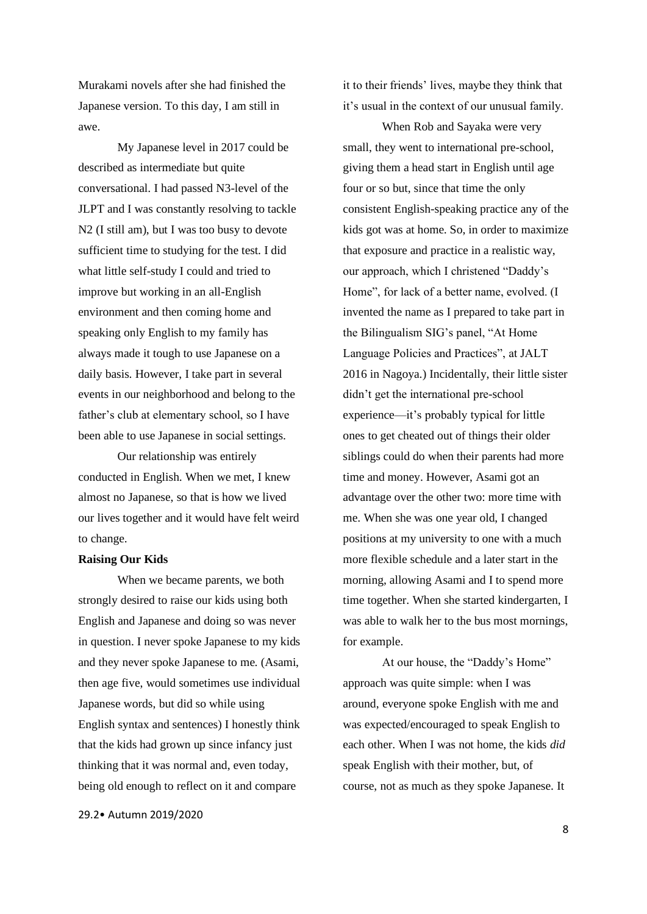Murakami novels after she had finished the Japanese version. To this day, I am still in awe.

My Japanese level in 2017 could be described as intermediate but quite conversational. I had passed N3-level of the JLPT and I was constantly resolving to tackle N2 (I still am), but I was too busy to devote sufficient time to studying for the test. I did what little self-study I could and tried to improve but working in an all-English environment and then coming home and speaking only English to my family has always made it tough to use Japanese on a daily basis. However, I take part in several events in our neighborhood and belong to the father's club at elementary school, so I have been able to use Japanese in social settings.

Our relationship was entirely conducted in English. When we met, I knew almost no Japanese, so that is how we lived our lives together and it would have felt weird to change.

**Raising Our Kids**

When we became parents, we both strongly desired to raise our kids using both English and Japanese and doing so was never in question. I never spoke Japanese to my kids and they never spoke Japanese to me. (Asami, then age five, would sometimes use individual Japanese words, but did so while using English syntax and sentences) I honestly think that the kids had grown up since infancy just thinking that it was normal and, even today, being old enough to reflect on it and compare it to their friends' lives, maybe they think that it's usual in the context of our unusual family.

When Rob and Sayaka were very small, they went to international pre-school, giving them a head start in English until age four or so but, since that time the only consistent English-speaking practice any of the kids got was at home. So, in order to maximize that exposure and practice in a realistic way, our approach, which I christened "Daddy's Home", for lack of a better name, evolved. (I invented the name as I prepared to take part in the Bilingualism SIG's panel, "At Home Language Policies and Practices", at JALT 2016 in Nagoya.) Incidentally, their little sister didn't get the international pre-school experience—it's probably typical for little ones to get cheated out of things their older siblings could do when their parents had more time and money. However, Asami got an advantage over the other two: more time with me. When she was one year old, I changed positions at my university to one with a much more flexible schedule and a later start in the morning, allowing Asami and I to spend more time together. When she started kindergarten, I was able to walk her to the bus most mornings, for example.

At our house, the "Daddy's Home" approach was quite simple: when I was around, everyone spoke English with me and was expected/encouraged to speak English to each other. When I was not home, the kids *did* speak English with their mother, but, of course, not as much as they spoke Japanese. It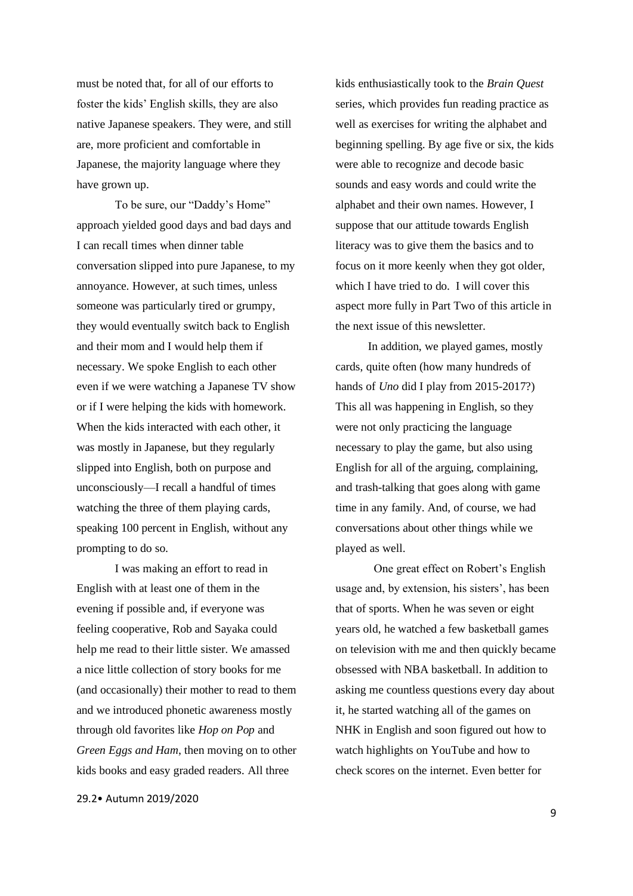must be noted that, for all of our efforts to foster the kids' English skills, they are also native Japanese speakers. They were, and still are, more proficient and comfortable in Japanese, the majority language where they have grown up.

To be sure, our "Daddy's Home" approach yielded good days and bad days and I can recall times when dinner table conversation slipped into pure Japanese, to my annoyance. However, at such times, unless someone was particularly tired or grumpy, they would eventually switch back to English and their mom and I would help them if necessary. We spoke English to each other even if we were watching a Japanese TV show or if I were helping the kids with homework. When the kids interacted with each other, it was mostly in Japanese, but they regularly slipped into English, both on purpose and unconsciously—I recall a handful of times watching the three of them playing cards, speaking 100 percent in English, without any prompting to do so.

I was making an effort to read in English with at least one of them in the evening if possible and, if everyone was feeling cooperative, Rob and Sayaka could help me read to their little sister. We amassed a nice little collection of story books for me (and occasionally) their mother to read to them and we introduced phonetic awareness mostly through old favorites like *Hop on Pop* and *Green Eggs and Ham*, then moving on to other kids books and easy graded readers. All three kids enthusiastically took to the *Brain Quest* series, which provides fun reading practice as well as exercises for writing the alphabet and beginning spelling. By age five or six, the kids were able to recognize and decode basic sounds and easy words and could write the alphabet and their own names. However, I suppose that our attitude towards English literacy was to give them the basics and to focus on it more keenly when they got older, which I have tried to do. I will cover this aspect more fully in Part Two of this article in the next issue of this newsletter.

In addition, we played games, mostly cards, quite often (how many hundreds of hands of *Uno* did I play from 2015-2017?) This all was happening in English, so they were not only practicing the language necessary to play the game, but also using English for all of the arguing, complaining, and trash-talking that goes along with game time in any family. And, of course, we had conversations about other things while we played as well.

One great effect on Robert's English usage and, by extension, his sisters', has been that of sports. When he was seven or eight years old, he watched a few basketball games on television with me and then quickly became obsessed with NBA basketball. In addition to asking me countless questions every day about it, he started watching all of the games on NHK in English and soon figured out how to watch highlights on YouTube and how to check scores on the internet. Even better for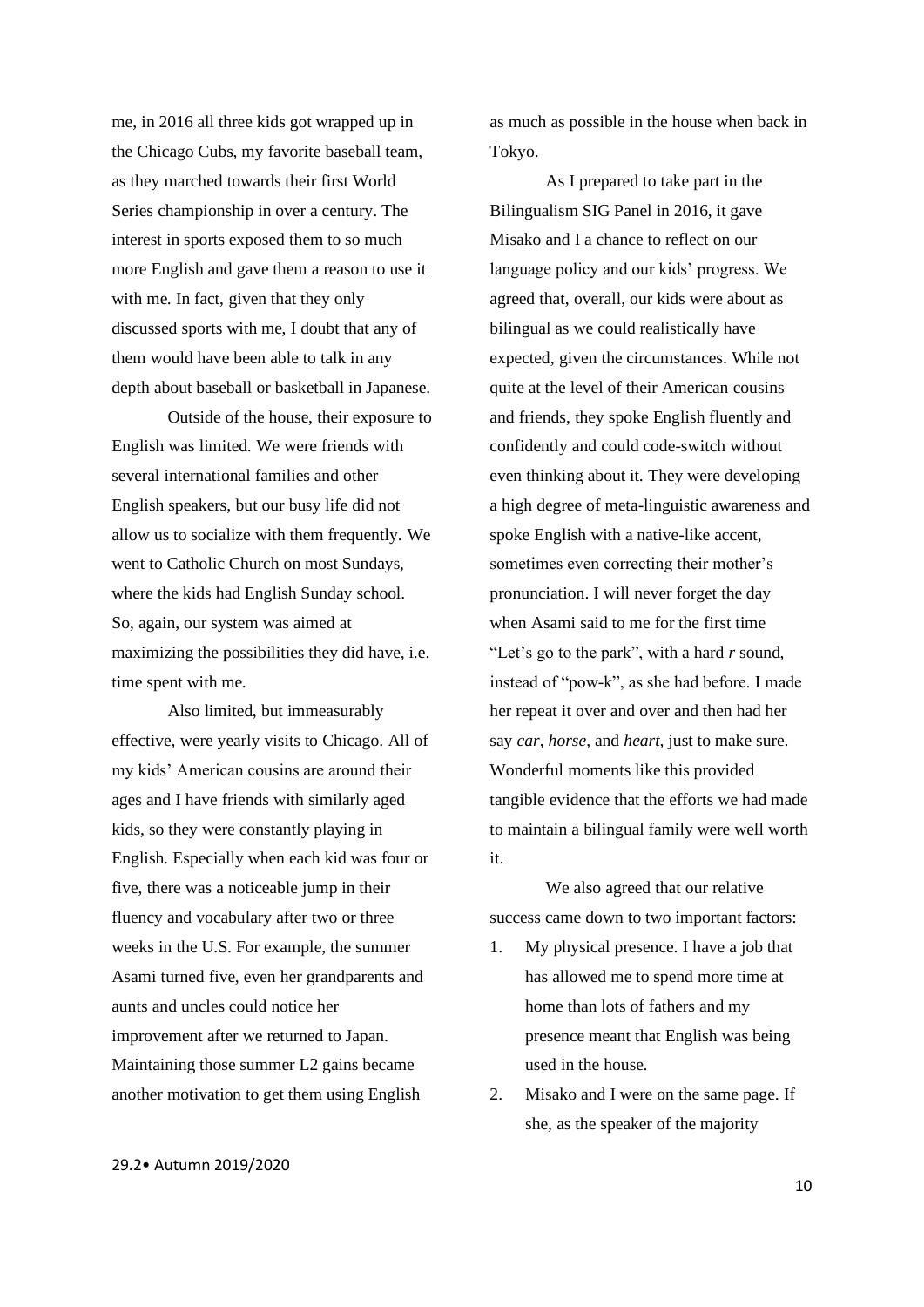me, in 2016 all three kids got wrapped up in the Chicago Cubs, my favorite baseball team, as they marched towards their first World Series championship in over a century. The interest in sports exposed them to so much more English and gave them a reason to use it with me. In fact, given that they only discussed sports with me, I doubt that any of them would have been able to talk in any depth about baseball or basketball in Japanese.

Outside of the house, their exposure to English was limited. We were friends with several international families and other English speakers, but our busy life did not allow us to socialize with them frequently. We went to Catholic Church on most Sundays, where the kids had English Sunday school. So, again, our system was aimed at maximizing the possibilities they did have, i.e. time spent with me.

Also limited, but immeasurably effective, were yearly visits to Chicago. All of my kids' American cousins are around their ages and I have friends with similarly aged kids, so they were constantly playing in English. Especially when each kid was four or five, there was a noticeable jump in their fluency and vocabulary after two or three weeks in the U.S. For example, the summer Asami turned five, even her grandparents and aunts and uncles could notice her improvement after we returned to Japan. Maintaining those summer L2 gains became another motivation to get them using English as much as possible in the house when back in Tokyo.

As I prepared to take part in the Bilingualism SIG Panel in 2016, it gave Misako and I a chance to reflect on our language policy and our kids' progress. We agreed that, overall, our kids were about as bilingual as we could realistically have expected, given the circumstances. While not quite at the level of their American cousins and friends, they spoke English fluently and confidently and could code-switch without even thinking about it. They were developing a high degree of meta-linguistic awareness and spoke English with a native-like accent, sometimes even correcting their mother's pronunciation. I will never forget the day when Asami said to me for the first time "Let's go to the park", with a hard *r* sound, instead of "pow-k", as she had before. I made her repeat it over and over and then had her say *car*, *horse*, and *heart*, just to make sure. Wonderful moments like this provided tangible evidence that the efforts we had made to maintain a bilingual family were well worth it.

We also agreed that our relative success came down to two important factors:

1. My physical presence. I have a job that has allowed me to spend more time at home than lots of fathers and my presence meant that English was being used in the house.
2. Misako and I were on the same page. If she, as the speaker of the majority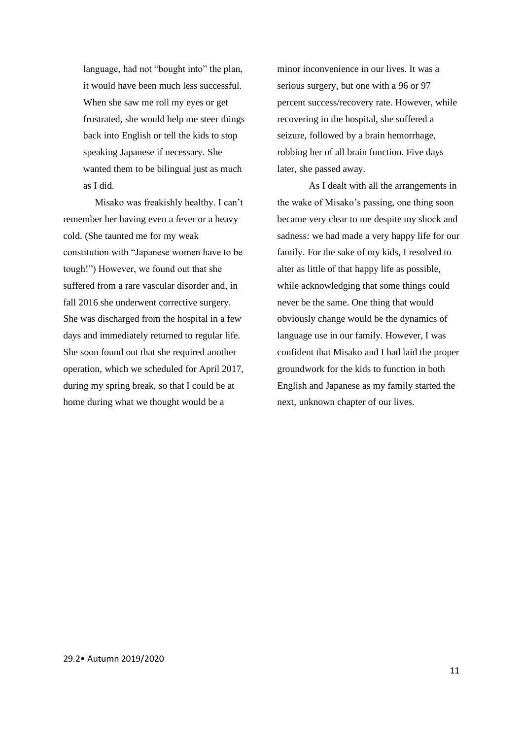language, had not "bought into" the plan, it would have been much less successful. When she saw me roll my eyes or get frustrated, she would help me steer things back into English or tell the kids to stop speaking Japanese if necessary. She wanted them to be bilingual just as much as I did.

Misako was freakishly healthy. I can't remember her having even a fever or a heavy cold. (She taunted me for my weak constitution with "Japanese women have to be tough!") However, we found out that she suffered from a rare vascular disorder and, in fall 2016 she underwent corrective surgery. She was discharged from the hospital in a few days and immediately returned to regular life. She soon found out that she required another operation, which we scheduled for April 2017, during my spring break, so that I could be at home during what we thought would be a minor inconvenience in our lives. It was a serious surgery, but one with a 96 or 97 percent success/recovery rate. However, while recovering in the hospital, she suffered a seizure, followed by a brain hemorrhage, robbing her of all brain function. Five days later, she passed away.

As I dealt with all the arrangements in the wake of Misako's passing, one thing soon became very clear to me despite my shock and sadness: we had made a very happy life for our family. For the sake of my kids, I resolved to alter as little of that happy life as possible, while acknowledging that some things could never be the same. One thing that would obviously change would be the dynamics of language use in our family. However, I was confident that Misako and I had laid the proper groundwork for the kids to function in both English and Japanese as my family started the next, unknown chapter of our lives.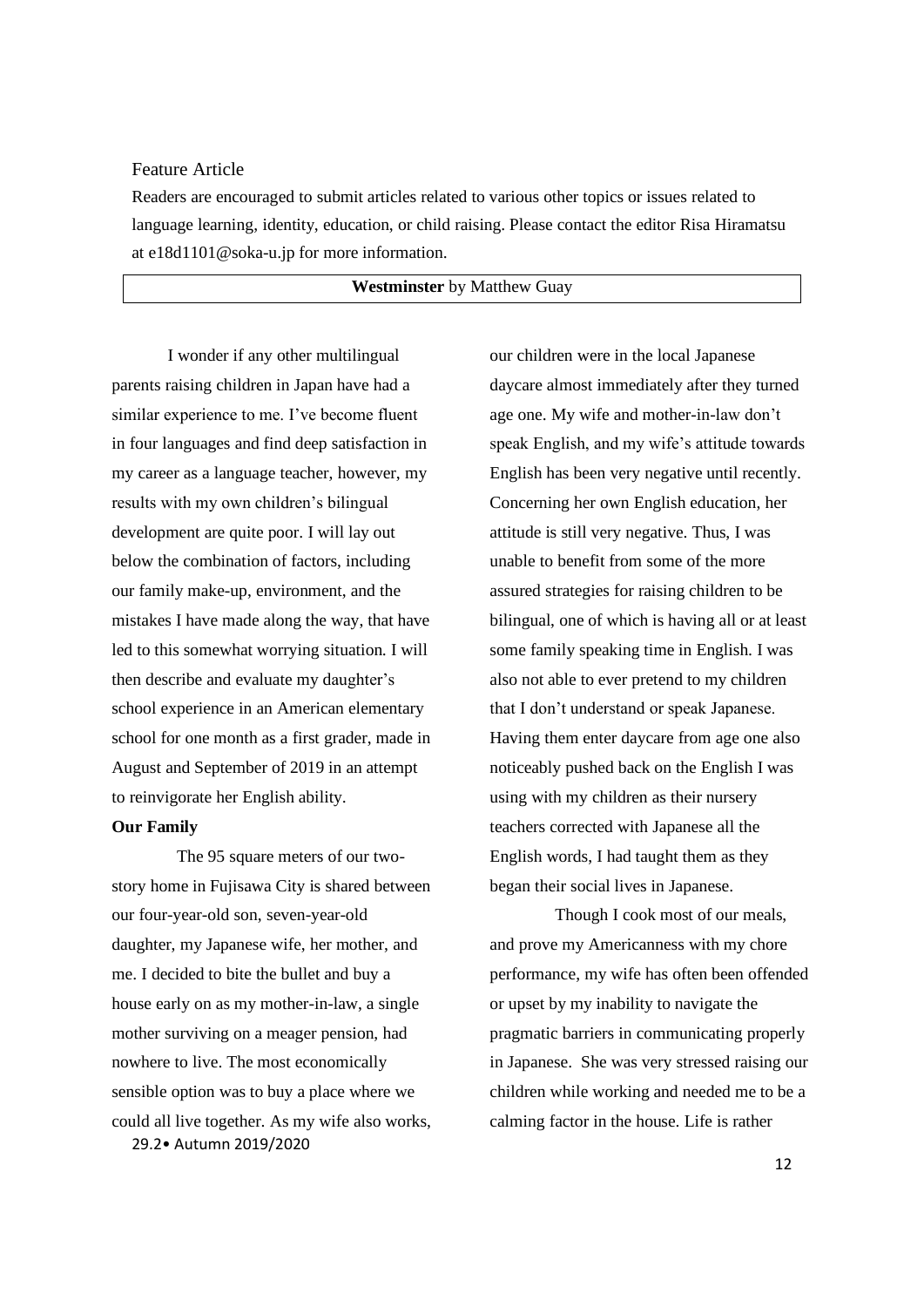Feature Article

Readers are encouraged to submit articles related to various other topics or issues related to language learning, identity, education, or child raising. Please contact the editor Risa Hiramatsu at e18d1101@soka-u.jp for more information.

## **Westminster** by Matthew Guay

I wonder if any other multilingual parents raising children in Japan have had a similar experience to me. I've become fluent in four languages and find deep satisfaction in my career as a language teacher, however, my results with my own children's bilingual development are quite poor. I will lay out below the combination of factors, including our family make-up, environment, and the mistakes I have made along the way, that have led to this somewhat worrying situation. I will then describe and evaluate my daughter's school experience in an American elementary school for one month as a first grader, made in August and September of 2019 in an attempt to reinvigorate her English ability.

**Our Family**

The 95 square meters of our two-story home in Fujisawa City is shared between our four-year-old son, seven-year-old daughter, my Japanese wife, her mother, and me. I decided to bite the bullet and buy a house early on as my mother-in-law, a single mother surviving on a meager pension, had nowhere to live. The most economically sensible option was to buy a place where we could all live together. As my wife also works, our children were in the local Japanese daycare almost immediately after they turned age one. My wife and mother-in-law don't speak English, and my wife's attitude towards English has been very negative until recently. Concerning her own English education, her attitude is still very negative. Thus, I was unable to benefit from some of the more assured strategies for raising children to be bilingual, one of which is having all or at least some family speaking time in English. I was also not able to ever pretend to my children that I don't understand or speak Japanese. Having them enter daycare from age one also noticeably pushed back on the English I was using with my children as their nursery teachers corrected with Japanese all the English words, I had taught them as they began their social lives in Japanese.

Though I cook most of our meals, and prove my Americanness with my chore performance, my wife has often been offended or upset by my inability to navigate the pragmatic barriers in communicating properly in Japanese. She was very stressed raising our children while working and needed me to be a calming factor in the house. Life is rather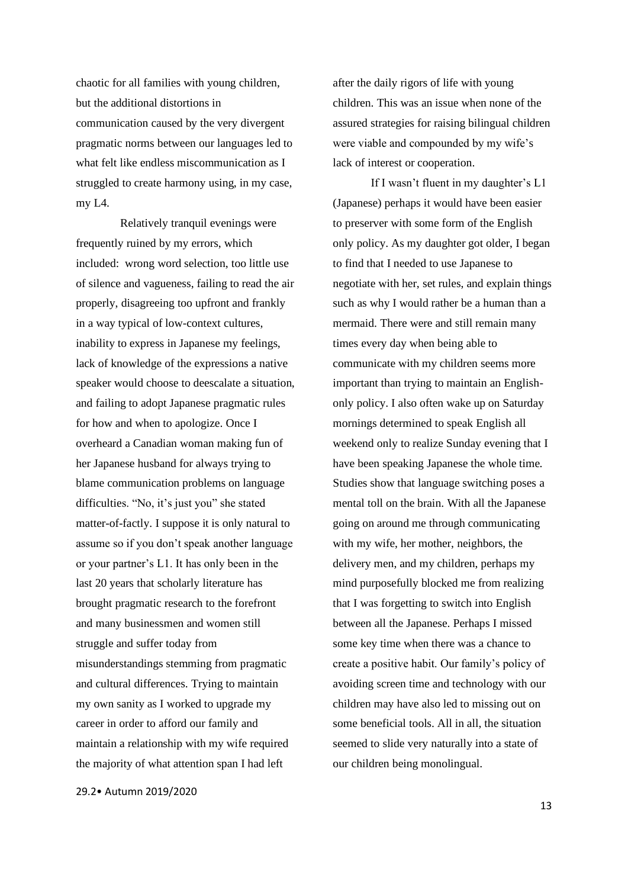chaotic for all families with young children, but the additional distortions in communication caused by the very divergent pragmatic norms between our languages led to what felt like endless miscommunication as I struggled to create harmony using, in my case, my L4.

Relatively tranquil evenings were frequently ruined by my errors, which included:  wrong word selection, too little use of silence and vagueness, failing to read the air properly, disagreeing too upfront and frankly in a way typical of low-context cultures, inability to express in Japanese my feelings, lack of knowledge of the expressions a native speaker would choose to deescalate a situation, and failing to adopt Japanese pragmatic rules for how and when to apologize. Once I overheard a Canadian woman making fun of her Japanese husband for always trying to blame communication problems on language difficulties. "No, it's just you" she stated matter-of-factly. I suppose it is only natural to assume so if you don't speak another language or your partner's L1. It has only been in the last 20 years that scholarly literature has brought pragmatic research to the forefront and many businessmen and women still struggle and suffer today from misunderstandings stemming from pragmatic and cultural differences. Trying to maintain my own sanity as I worked to upgrade my career in order to afford our family and maintain a relationship with my wife required the majority of what attention span I had left after the daily rigors of life with young children. This was an issue when none of the assured strategies for raising bilingual children were viable and compounded by my wife's lack of interest or cooperation.

If I wasn't fluent in my daughter's L1 (Japanese) perhaps it would have been easier to preserver with some form of the English only policy. As my daughter got older, I began to find that I needed to use Japanese to negotiate with her, set rules, and explain things such as why I would rather be a human than a mermaid. There were and still remain many times every day when being able to communicate with my children seems more important than trying to maintain an English-only policy. I also often wake up on Saturday mornings determined to speak English all weekend only to realize Sunday evening that I have been speaking Japanese the whole time. Studies show that language switching poses a mental toll on the brain. With all the Japanese going on around me through communicating with my wife, her mother, neighbors, the delivery men, and my children, perhaps my mind purposefully blocked me from realizing that I was forgetting to switch into English between all the Japanese. Perhaps I missed some key time when there was a chance to create a positive habit. Our family's policy of avoiding screen time and technology with our children may have also led to missing out on some beneficial tools. All in all, the situation seemed to slide very naturally into a state of our children being monolingual.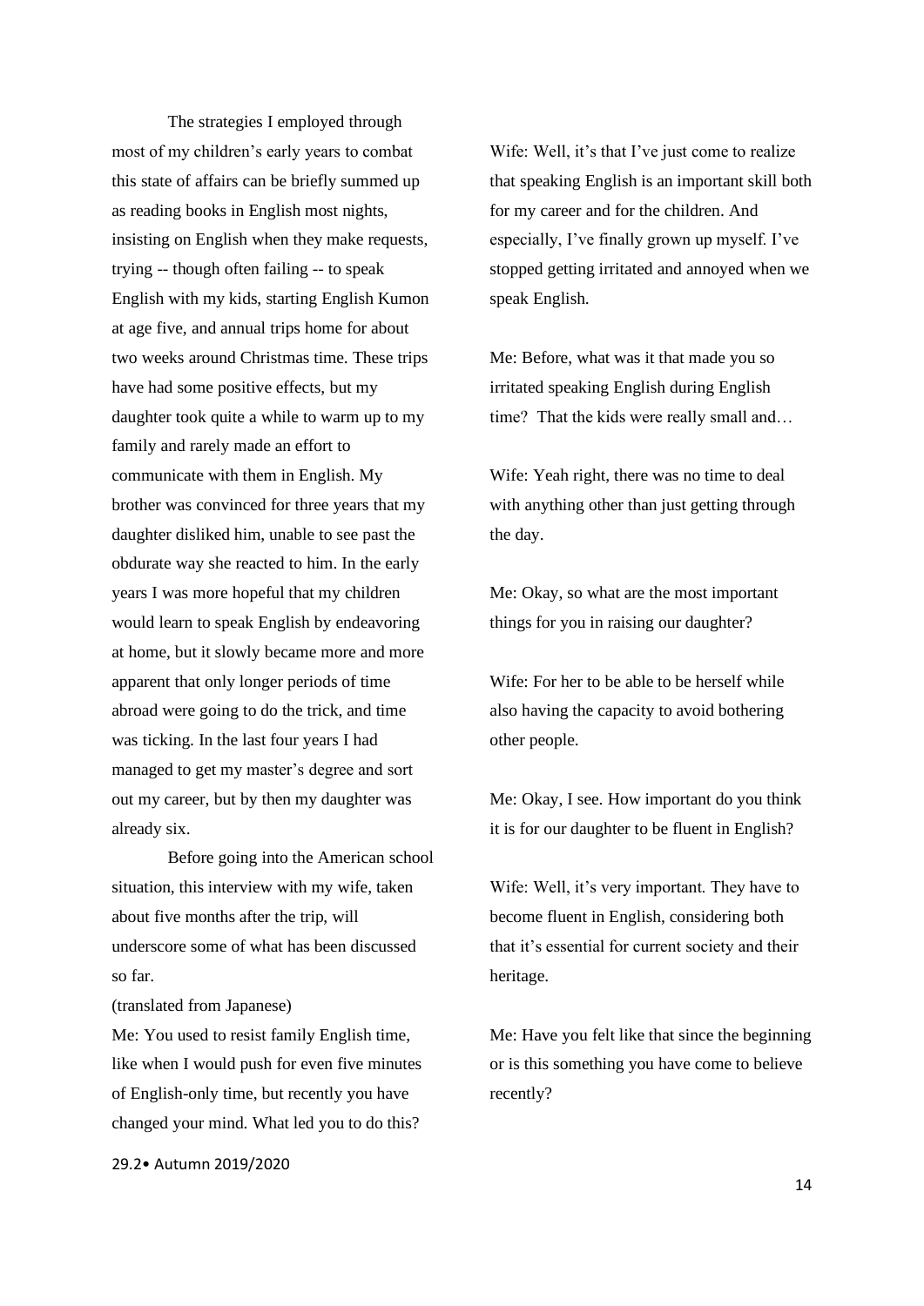The strategies I employed through most of my children's early years to combat this state of affairs can be briefly summed up as reading books in English most nights, insisting on English when they make requests, trying -- though often failing -- to speak English with my kids, starting English Kumon at age five, and annual trips home for about two weeks around Christmas time. These trips have had some positive effects, but my daughter took quite a while to warm up to my family and rarely made an effort to communicate with them in English. My brother was convinced for three years that my daughter disliked him, unable to see past the obdurate way she reacted to him. In the early years I was more hopeful that my children would learn to speak English by endeavoring at home, but it slowly became more and more apparent that only longer periods of time abroad were going to do the trick, and time was ticking. In the last four years I had managed to get my master's degree and sort out my career, but by then my daughter was already six.

Before going into the American school situation, this interview with my wife, taken about five months after the trip, will underscore some of what has been discussed so far.

(translated from Japanese)

Me: You used to resist family English time, like when I would push for even five minutes of English-only time, but recently you have changed your mind. What led you to do this?

Wife: Well, it's that I've just come to realize that speaking English is an important skill both for my career and for the children. And especially, I've finally grown up myself. I've stopped getting irritated and annoyed when we speak English.

Me: Before, what was it that made you so irritated speaking English during English time? That the kids were really small and…

Wife: Yeah right, there was no time to deal with anything other than just getting through the day.

Me: Okay, so what are the most important things for you in raising our daughter?

Wife: For her to be able to be herself while also having the capacity to avoid bothering other people.

Me: Okay, I see. How important do you think it is for our daughter to be fluent in English?

Wife: Well, it's very important. They have to become fluent in English, considering both that it's essential for current society and their heritage.

Me: Have you felt like that since the beginning or is this something you have come to believe recently?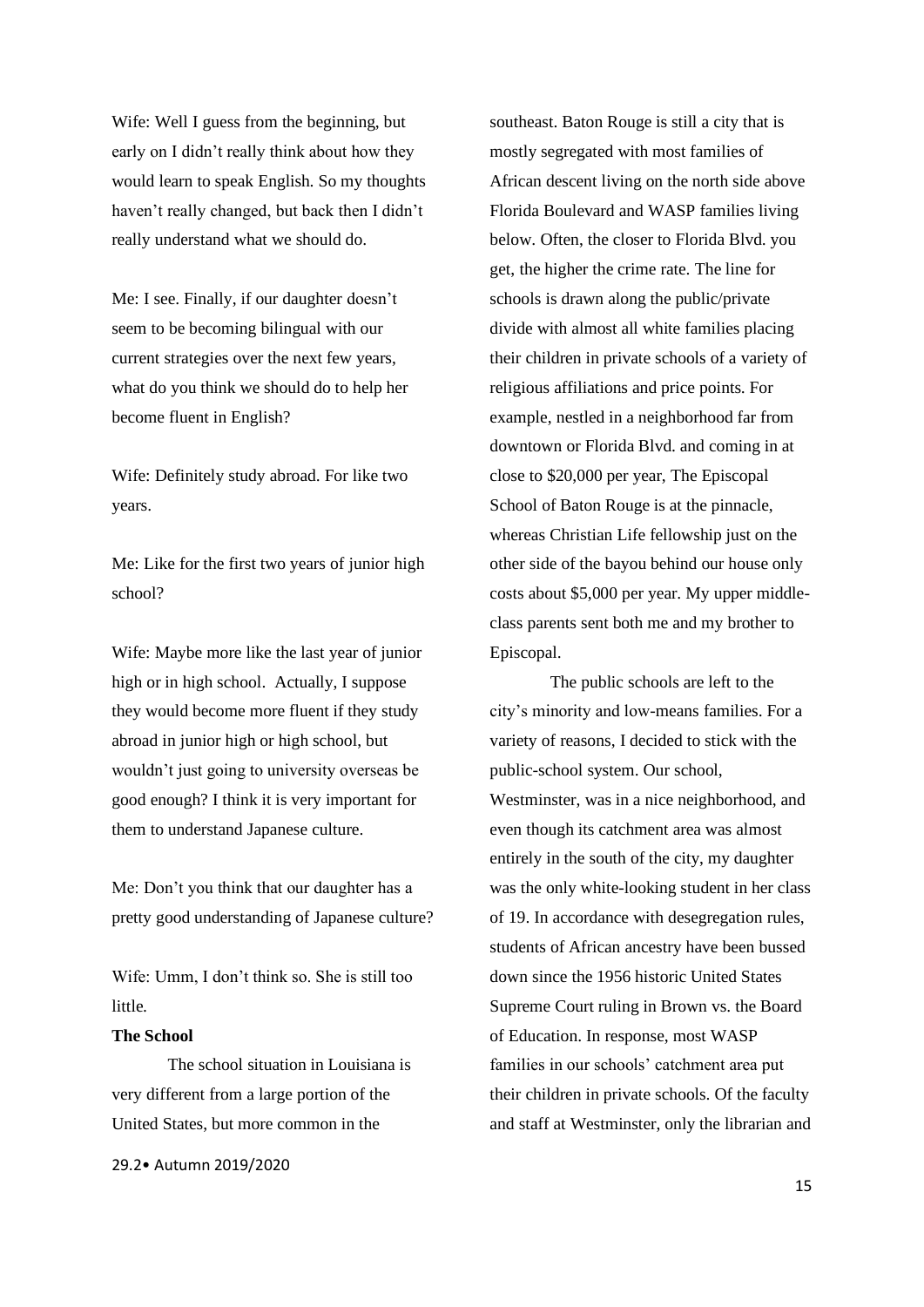Wife: Well I guess from the beginning, but early on I didn't really think about how they would learn to speak English. So my thoughts haven't really changed, but back then I didn't really understand what we should do.

Me: I see. Finally, if our daughter doesn't seem to be becoming bilingual with our current strategies over the next few years, what do you think we should do to help her become fluent in English?

Wife: Definitely study abroad. For like two years.

Me: Like for the first two years of junior high school?

Wife: Maybe more like the last year of junior high or in high school. Actually, I suppose they would become more fluent if they study abroad in junior high or high school, but wouldn't just going to university overseas be good enough? I think it is very important for them to understand Japanese culture.

Me: Don't you think that our daughter has a pretty good understanding of Japanese culture?

Wife: Umm, I don't think so. She is still too little.

**The School**

The school situation in Louisiana is very different from a large portion of the United States, but more common in the southeast. Baton Rouge is still a city that is mostly segregated with most families of African descent living on the north side above Florida Boulevard and WASP families living below. Often, the closer to Florida Blvd. you get, the higher the crime rate. The line for schools is drawn along the public/private divide with almost all white families placing their children in private schools of a variety of religious affiliations and price points. For example, nestled in a neighborhood far from downtown or Florida Blvd. and coming in at close to $20,000 per year, The Episcopal School of Baton Rouge is at the pinnacle, whereas Christian Life fellowship just on the other side of the bayou behind our house only costs about $5,000 per year. My upper middle-class parents sent both me and my brother to Episcopal.

The public schools are left to the city's minority and low-means families. For a variety of reasons, I decided to stick with the public-school system. Our school, Westminster, was in a nice neighborhood, and even though its catchment area was almost entirely in the south of the city, my daughter was the only white-looking student in her class of 19. In accordance with desegregation rules, students of African ancestry have been bussed down since the 1956 historic United States Supreme Court ruling in Brown vs. the Board of Education. In response, most WASP families in our schools' catchment area put their children in private schools. Of the faculty and staff at Westminster, only the librarian and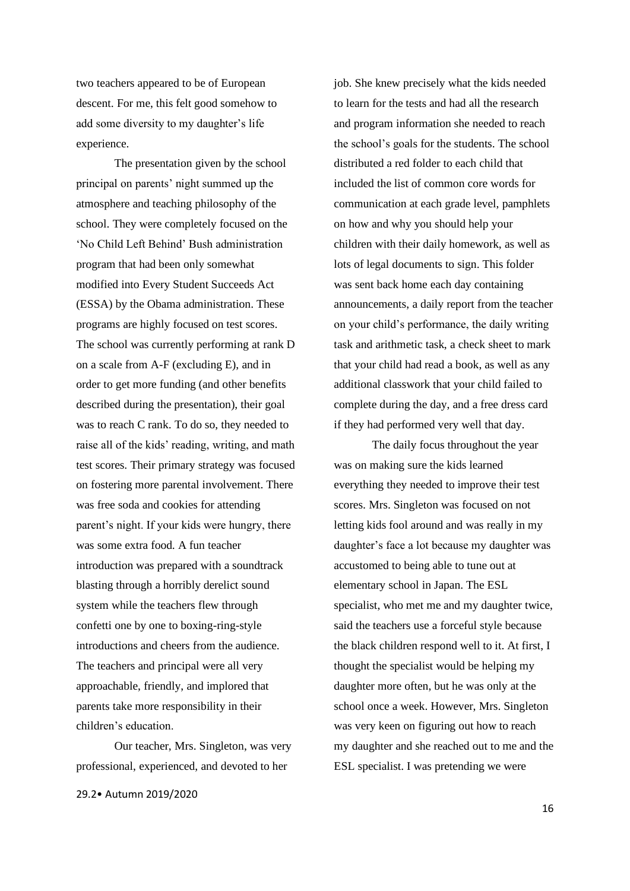two teachers appeared to be of European descent. For me, this felt good somehow to add some diversity to my daughter's life experience.

The presentation given by the school principal on parents' night summed up the atmosphere and teaching philosophy of the school. They were completely focused on the 'No Child Left Behind' Bush administration program that had been only somewhat modified into Every Student Succeeds Act (ESSA) by the Obama administration. These programs are highly focused on test scores. The school was currently performing at rank D on a scale from A-F (excluding E), and in order to get more funding (and other benefits described during the presentation), their goal was to reach C rank. To do so, they needed to raise all of the kids' reading, writing, and math test scores. Their primary strategy was focused on fostering more parental involvement. There was free soda and cookies for attending parent's night. If your kids were hungry, there was some extra food. A fun teacher introduction was prepared with a soundtrack blasting through a horribly derelict sound system while the teachers flew through confetti one by one to boxing-ring-style introductions and cheers from the audience. The teachers and principal were all very approachable, friendly, and implored that parents take more responsibility in their children's education.

Our teacher, Mrs. Singleton, was very professional, experienced, and devoted to her job. She knew precisely what the kids needed to learn for the tests and had all the research and program information she needed to reach the school's goals for the students. The school distributed a red folder to each child that included the list of common core words for communication at each grade level, pamphlets on how and why you should help your children with their daily homework, as well as lots of legal documents to sign. This folder was sent back home each day containing announcements, a daily report from the teacher on your child's performance, the daily writing task and arithmetic task, a check sheet to mark that your child had read a book, as well as any additional classwork that your child failed to complete during the day, and a free dress card if they had performed very well that day.

The daily focus throughout the year was on making sure the kids learned everything they needed to improve their test scores. Mrs. Singleton was focused on not letting kids fool around and was really in my daughter's face a lot because my daughter was accustomed to being able to tune out at elementary school in Japan. The ESL specialist, who met me and my daughter twice, said the teachers use a forceful style because the black children respond well to it. At first, I thought the specialist would be helping my daughter more often, but he was only at the school once a week. However, Mrs. Singleton was very keen on figuring out how to reach my daughter and she reached out to me and the ESL specialist. I was pretending we were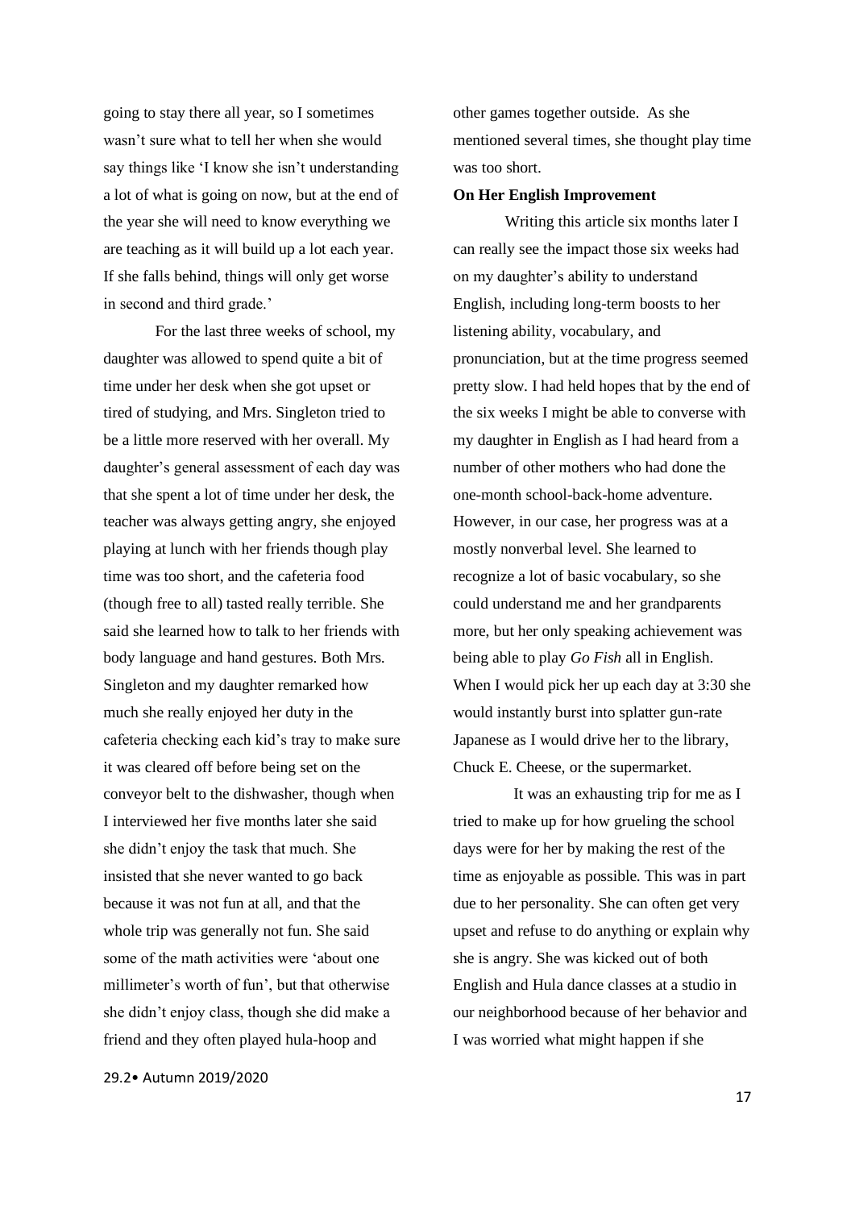going to stay there all year, so I sometimes wasn't sure what to tell her when she would say things like 'I know she isn't understanding a lot of what is going on now, but at the end of the year she will need to know everything we are teaching as it will build up a lot each year. If she falls behind, things will only get worse in second and third grade.'

For the last three weeks of school, my daughter was allowed to spend quite a bit of time under her desk when she got upset or tired of studying, and Mrs. Singleton tried to be a little more reserved with her overall. My daughter's general assessment of each day was that she spent a lot of time under her desk, the teacher was always getting angry, she enjoyed playing at lunch with her friends though play time was too short, and the cafeteria food (though free to all) tasted really terrible. She said she learned how to talk to her friends with body language and hand gestures. Both Mrs. Singleton and my daughter remarked how much she really enjoyed her duty in the cafeteria checking each kid's tray to make sure it was cleared off before being set on the conveyor belt to the dishwasher, though when I interviewed her five months later she said she didn't enjoy the task that much. She insisted that she never wanted to go back because it was not fun at all, and that the whole trip was generally not fun. She said some of the math activities were 'about one millimeter's worth of fun', but that otherwise she didn't enjoy class, though she did make a friend and they often played hula-hoop and other games together outside. As she mentioned several times, she thought play time was too short.

**On Her English Improvement**

Writing this article six months later I can really see the impact those six weeks had on my daughter's ability to understand English, including long-term boosts to her listening ability, vocabulary, and pronunciation, but at the time progress seemed pretty slow. I had held hopes that by the end of the six weeks I might be able to converse with my daughter in English as I had heard from a number of other mothers who had done the one-month school-back-home adventure. However, in our case, her progress was at a mostly nonverbal level. She learned to recognize a lot of basic vocabulary, so she could understand me and her grandparents more, but her only speaking achievement was being able to play *Go Fish* all in English. When I would pick her up each day at 3:30 she would instantly burst into splatter gun-rate Japanese as I would drive her to the library, Chuck E. Cheese, or the supermarket.

It was an exhausting trip for me as I tried to make up for how grueling the school days were for her by making the rest of the time as enjoyable as possible. This was in part due to her personality. She can often get very upset and refuse to do anything or explain why she is angry. She was kicked out of both English and Hula dance classes at a studio in our neighborhood because of her behavior and I was worried what might happen if she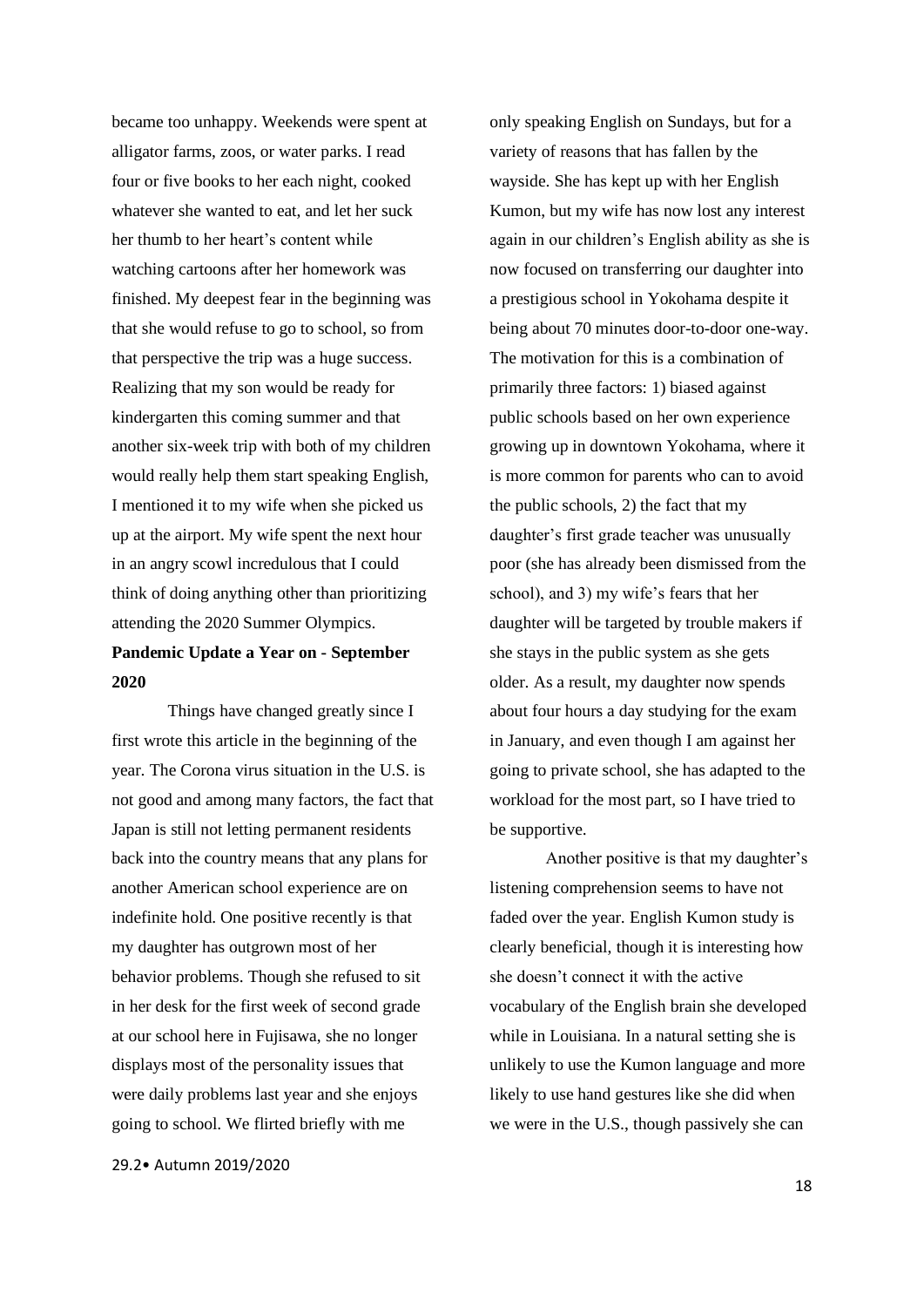became too unhappy. Weekends were spent at alligator farms, zoos, or water parks. I read four or five books to her each night, cooked whatever she wanted to eat, and let her suck her thumb to her heart's content while watching cartoons after her homework was finished. My deepest fear in the beginning was that she would refuse to go to school, so from that perspective the trip was a huge success. Realizing that my son would be ready for kindergarten this coming summer and that another six-week trip with both of my children would really help them start speaking English, I mentioned it to my wife when she picked us up at the airport. My wife spent the next hour in an angry scowl incredulous that I could think of doing anything other than prioritizing attending the 2020 Summer Olympics.

**Pandemic Update a Year on - September 2020**

Things have changed greatly since I first wrote this article in the beginning of the year. The Corona virus situation in the U.S. is not good and among many factors, the fact that Japan is still not letting permanent residents back into the country means that any plans for another American school experience are on indefinite hold. One positive recently is that my daughter has outgrown most of her behavior problems. Though she refused to sit in her desk for the first week of second grade at our school here in Fujisawa, she no longer displays most of the personality issues that were daily problems last year and she enjoys going to school. We flirted briefly with me only speaking English on Sundays, but for a variety of reasons that has fallen by the wayside. She has kept up with her English Kumon, but my wife has now lost any interest again in our children's English ability as she is now focused on transferring our daughter into a prestigious school in Yokohama despite it being about 70 minutes door-to-door one-way. The motivation for this is a combination of primarily three factors: 1) biased against public schools based on her own experience growing up in downtown Yokohama, where it is more common for parents who can to avoid the public schools, 2) the fact that my daughter's first grade teacher was unusually poor (she has already been dismissed from the school), and 3) my wife's fears that her daughter will be targeted by trouble makers if she stays in the public system as she gets older. As a result, my daughter now spends about four hours a day studying for the exam in January, and even though I am against her going to private school, she has adapted to the workload for the most part, so I have tried to be supportive.

Another positive is that my daughter's listening comprehension seems to have not faded over the year. English Kumon study is clearly beneficial, though it is interesting how she doesn't connect it with the active vocabulary of the English brain she developed while in Louisiana. In a natural setting she is unlikely to use the Kumon language and more likely to use hand gestures like she did when we were in the U.S., though passively she can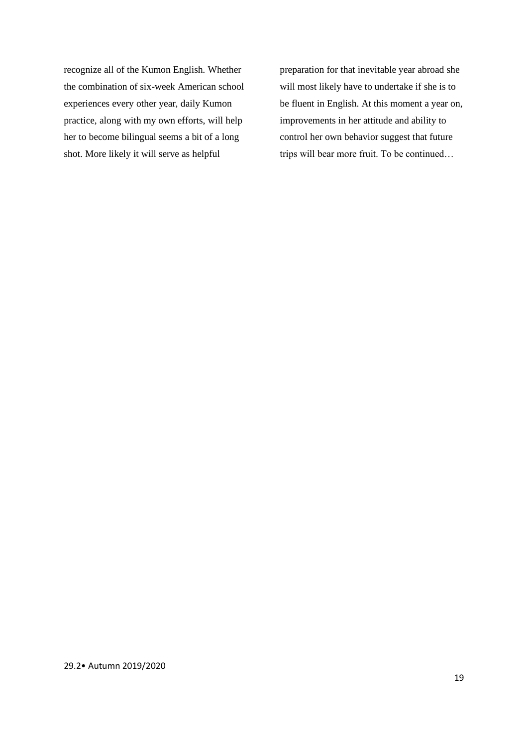recognize all of the Kumon English. Whether the combination of six-week American school experiences every other year, daily Kumon practice, along with my own efforts, will help her to become bilingual seems a bit of a long shot. More likely it will serve as helpful preparation for that inevitable year abroad she will most likely have to undertake if she is to be fluent in English. At this moment a year on, improvements in her attitude and ability to control her own behavior suggest that future trips will bear more fruit. To be continued…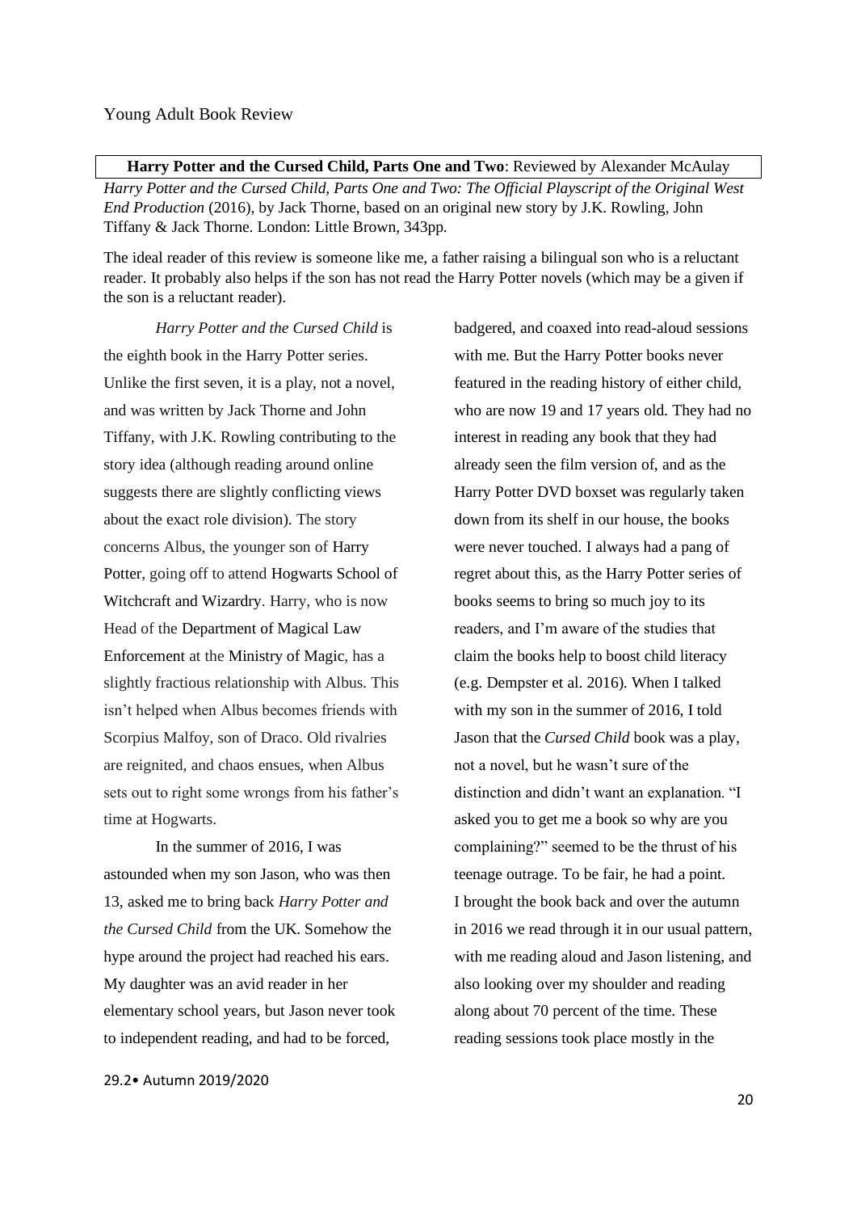Young Adult Book Review

**Harry Potter and the Cursed Child, Parts One and Two**: Reviewed by Alexander McAulay

*Harry Potter and the Cursed Child, Parts One and Two: The Official Playscript of the Original West End Production* (2016), by Jack Thorne, based on an original new story by J.K. Rowling, John Tiffany & Jack Thorne. London: Little Brown, 343pp.

The ideal reader of this review is someone like me, a father raising a bilingual son who is a reluctant reader. It probably also helps if the son has not read the Harry Potter novels (which may be a given if the son is a reluctant reader).

*Harry Potter and the Cursed Child* is the eighth book in the Harry Potter series. Unlike the first seven, it is a play, not a novel, and was written by Jack Thorne and John Tiffany, with J.K. Rowling contributing to the story idea (although reading around online suggests there are slightly conflicting views about the exact role division). The story concerns Albus, the younger son of Harry Potter, going off to attend Hogwarts School of Witchcraft and Wizardry. Harry, who is now Head of the Department of Magical Law Enforcement at the Ministry of Magic, has a slightly fractious relationship with Albus. This isn't helped when Albus becomes friends with Scorpius Malfoy, son of Draco. Old rivalries are reignited, and chaos ensues, when Albus sets out to right some wrongs from his father's time at Hogwarts.

In the summer of 2016, I was astounded when my son Jason, who was then 13, asked me to bring back *Harry Potter and the Cursed Child* from the UK. Somehow the hype around the project had reached his ears. My daughter was an avid reader in her elementary school years, but Jason never took to independent reading, and had to be forced, badgered, and coaxed into read-aloud sessions with me. But the Harry Potter books never featured in the reading history of either child, who are now 19 and 17 years old. They had no interest in reading any book that they had already seen the film version of, and as the Harry Potter DVD boxset was regularly taken down from its shelf in our house, the books were never touched. I always had a pang of regret about this, as the Harry Potter series of books seems to bring so much joy to its readers, and I'm aware of the studies that claim the books help to boost child literacy (e.g. Dempster et al. 2016). When I talked with my son in the summer of 2016, I told Jason that the *Cursed Child* book was a play, not a novel, but he wasn't sure of the distinction and didn't want an explanation. "I asked you to get me a book so why are you complaining?" seemed to be the thrust of his teenage outrage. To be fair, he had a point. I brought the book back and over the autumn in 2016 we read through it in our usual pattern, with me reading aloud and Jason listening, and also looking over my shoulder and reading along about 70 percent of the time. These reading sessions took place mostly in the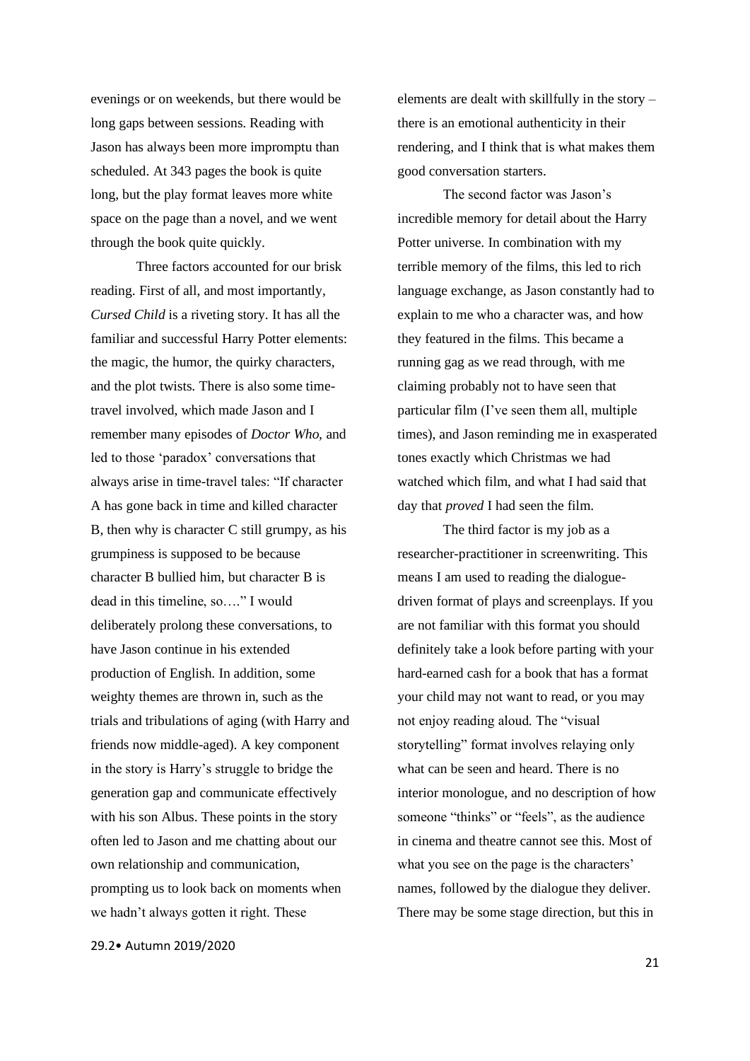evenings or on weekends, but there would be long gaps between sessions. Reading with Jason has always been more impromptu than scheduled. At 343 pages the book is quite long, but the play format leaves more white space on the page than a novel, and we went through the book quite quickly.

Three factors accounted for our brisk reading. First of all, and most importantly, *Cursed Child* is a riveting story. It has all the familiar and successful Harry Potter elements: the magic, the humor, the quirky characters, and the plot twists. There is also some time-travel involved, which made Jason and I remember many episodes of *Doctor Who*, and led to those 'paradox' conversations that always arise in time-travel tales: "If character A has gone back in time and killed character B, then why is character C still grumpy, as his grumpiness is supposed to be because character B bullied him, but character B is dead in this timeline, so…." I would deliberately prolong these conversations, to have Jason continue in his extended production of English. In addition, some weighty themes are thrown in, such as the trials and tribulations of aging (with Harry and friends now middle-aged). A key component in the story is Harry's struggle to bridge the generation gap and communicate effectively with his son Albus. These points in the story often led to Jason and me chatting about our own relationship and communication, prompting us to look back on moments when we hadn't always gotten it right. These elements are dealt with skillfully in the story – there is an emotional authenticity in their rendering, and I think that is what makes them good conversation starters.

The second factor was Jason's incredible memory for detail about the Harry Potter universe. In combination with my terrible memory of the films, this led to rich language exchange, as Jason constantly had to explain to me who a character was, and how they featured in the films. This became a running gag as we read through, with me claiming probably not to have seen that particular film (I've seen them all, multiple times), and Jason reminding me in exasperated tones exactly which Christmas we had watched which film, and what I had said that day that *proved* I had seen the film.

The third factor is my job as a researcher-practitioner in screenwriting. This means I am used to reading the dialogue-driven format of plays and screenplays. If you are not familiar with this format you should definitely take a look before parting with your hard-earned cash for a book that has a format your child may not want to read, or you may not enjoy reading aloud. The "visual storytelling" format involves relaying only what can be seen and heard. There is no interior monologue, and no description of how someone "thinks" or "feels", as the audience in cinema and theatre cannot see this. Most of what you see on the page is the characters' names, followed by the dialogue they deliver. There may be some stage direction, but this in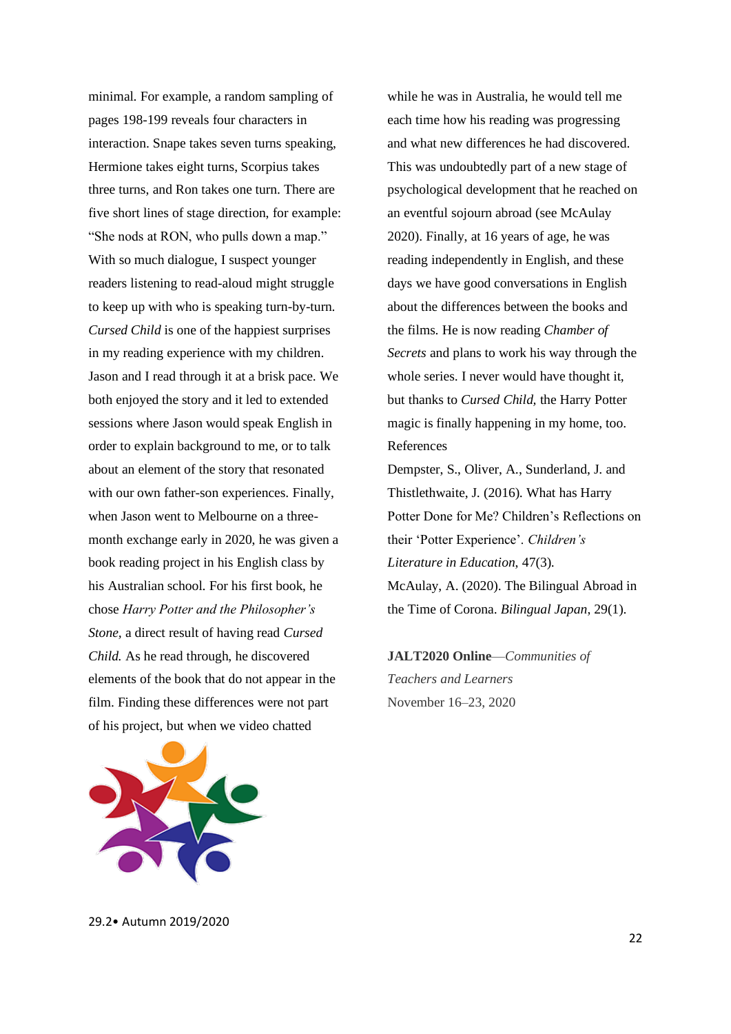minimal. For example, a random sampling of pages 198-199 reveals four characters in interaction. Snape takes seven turns speaking, Hermione takes eight turns, Scorpius takes three turns, and Ron takes one turn. There are five short lines of stage direction, for example: "She nods at RON, who pulls down a map." With so much dialogue, I suspect younger readers listening to read-aloud might struggle to keep up with who is speaking turn-by-turn.

*Cursed Child* is one of the happiest surprises in my reading experience with my children. Jason and I read through it at a brisk pace. We both enjoyed the story and it led to extended sessions where Jason would speak English in order to explain background to me, or to talk about an element of the story that resonated with our own father-son experiences. Finally, when Jason went to Melbourne on a three-month exchange early in 2020, he was given a book reading project in his English class by his Australian school. For his first book, he chose *Harry Potter and the Philosopher's Stone*, a direct result of having read *Cursed Child.* As he read through, he discovered elements of the book that do not appear in the film. Finding these differences were not part of his project, but when we video chatted while he was in Australia, he would tell me each time how his reading was progressing and what new differences he had discovered. This was undoubtedly part of a new stage of psychological development that he reached on an eventful sojourn abroad (see McAulay 2020). Finally, at 16 years of age, he was reading independently in English, and these days we have good conversations in English about the differences between the books and the films. He is now reading *Chamber of Secrets* and plans to work his way through the whole series. I never would have thought it, but thanks to *Cursed Child*, the Harry Potter magic is finally happening in my home, too.

References

Dempster, S., Oliver, A., Sunderland, J. and Thistlethwaite, J. (2016). What has Harry Potter Done for Me? Children's Reflections on their 'Potter Experience'. *Children's Literature in Education*, 47(3).

McAulay, A. (2020). The Bilingual Abroad in the Time of Corona. *Bilingual Japan*, 29(1).

**JALT2020 Online**—*Communities of Teachers and Learners*

November 16–23, 2020